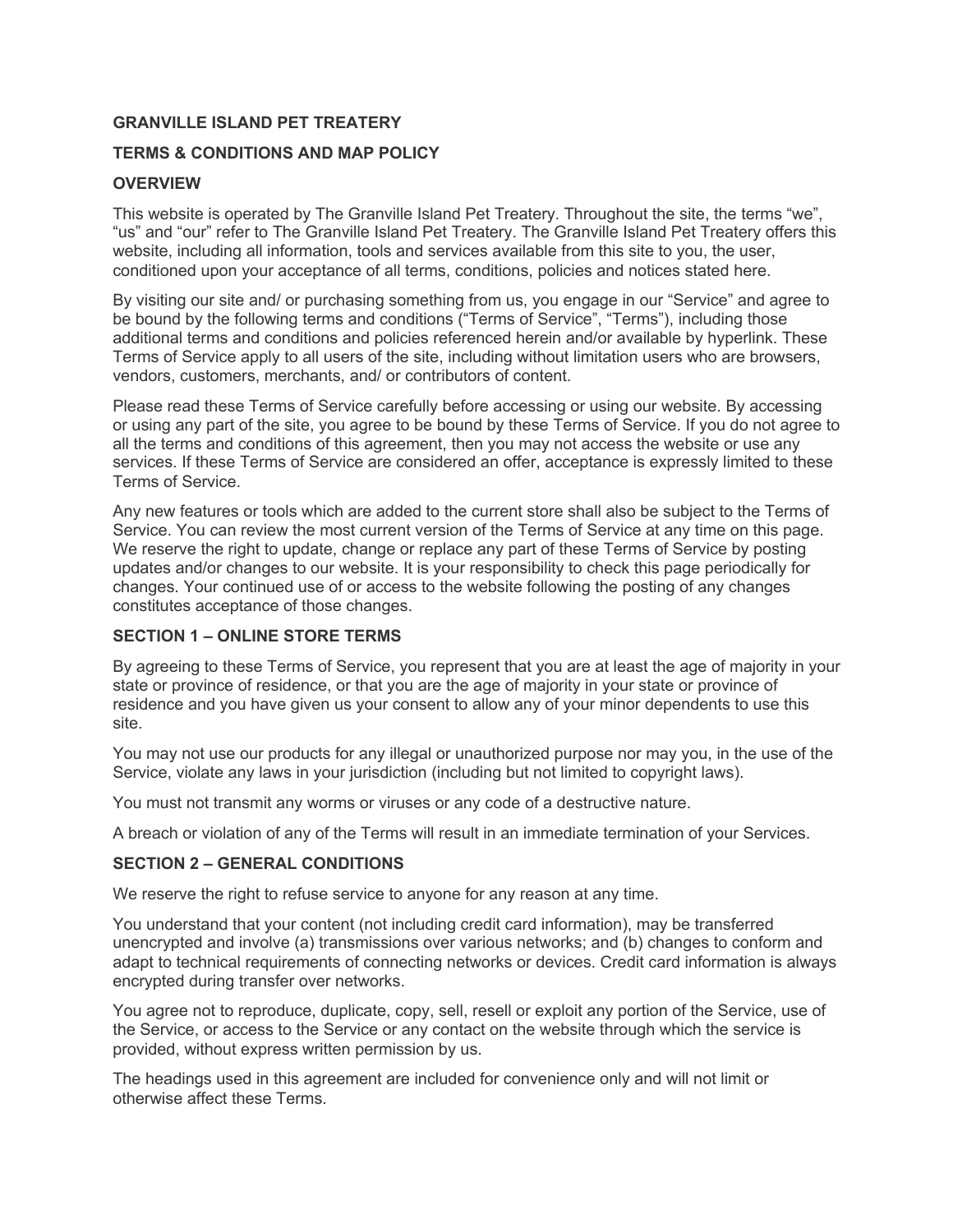**GRANVILLE ISLAND PET TREATERY**

**TERMS & CONDITIONS AND MAP POLICY**

**OVERVIEW**

This website is operated by The Granville Island Pet Treatery. Throughout the site, the terms "we", "us" and "our" refer to The Granville Island Pet Treatery. The Granville Island Pet Treatery offers this website, including all information, tools and services available from this site to you, the user, conditioned upon your acceptance of all terms, conditions, policies and notices stated here.

By visiting our site and/ or purchasing something from us, you engage in our "Service" and agree to be bound by the following terms and conditions ("Terms of Service", "Terms"), including those additional terms and conditions and policies referenced herein and/or available by hyperlink. These Terms of Service apply to all users of the site, including without limitation users who are browsers, vendors, customers, merchants, and/ or contributors of content.

Please read these Terms of Service carefully before accessing or using our website. By accessing or using any part of the site, you agree to be bound by these Terms of Service. If you do not agree to all the terms and conditions of this agreement, then you may not access the website or use any services. If these Terms of Service are considered an offer, acceptance is expressly limited to these Terms of Service.

Any new features or tools which are added to the current store shall also be subject to the Terms of Service. You can review the most current version of the Terms of Service at any time on this page. We reserve the right to update, change or replace any part of these Terms of Service by posting updates and/or changes to our website. It is your responsibility to check this page periodically for changes. Your continued use of or access to the website following the posting of any changes constitutes acceptance of those changes.

**SECTION 1 – ONLINE STORE TERMS**

By agreeing to these Terms of Service, you represent that you are at least the age of majority in your state or province of residence, or that you are the age of majority in your state or province of residence and you have given us your consent to allow any of your minor dependents to use this site.

You may not use our products for any illegal or unauthorized purpose nor may you, in the use of the Service, violate any laws in your jurisdiction (including but not limited to copyright laws).

You must not transmit any worms or viruses or any code of a destructive nature.

A breach or violation of any of the Terms will result in an immediate termination of your Services.

**SECTION 2 – GENERAL CONDITIONS**

We reserve the right to refuse service to anyone for any reason at any time.

You understand that your content (not including credit card information), may be transferred unencrypted and involve (a) transmissions over various networks; and (b) changes to conform and adapt to technical requirements of connecting networks or devices. Credit card information is always encrypted during transfer over networks.

You agree not to reproduce, duplicate, copy, sell, resell or exploit any portion of the Service, use of the Service, or access to the Service or any contact on the website through which the service is provided, without express written permission by us.

The headings used in this agreement are included for convenience only and will not limit or otherwise affect these Terms.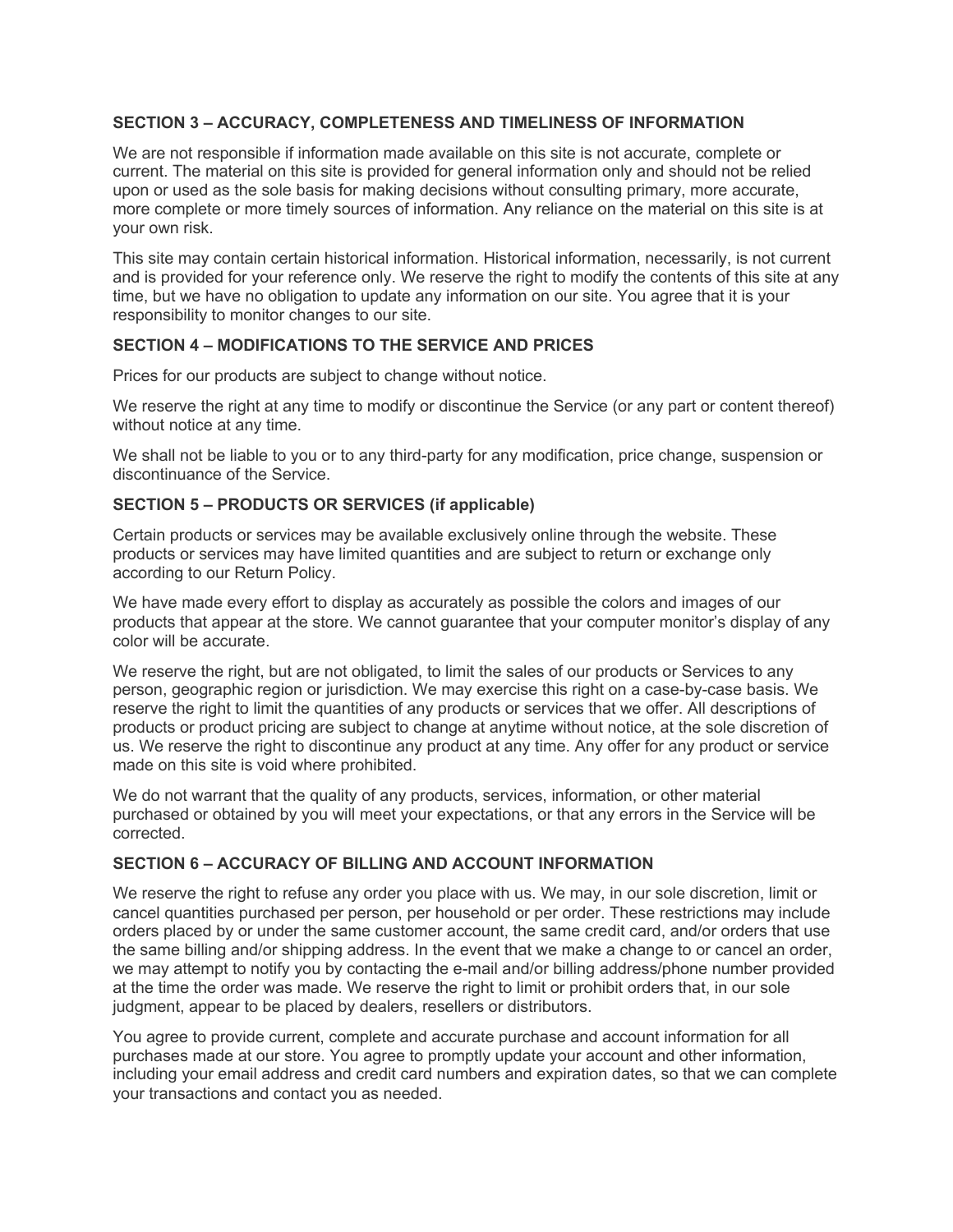### SECTION 3 – ACCURACY, COMPLETENESS AND TIMELINESS OF INFORMATION

We are not responsible if information made available on this site is not accurate, complete or current. The material on this site is provided for general information only and should not be relied upon or used as the sole basis for making decisions without consulting primary, more accurate, more complete or more timely sources of information. Any reliance on the material on this site is at your own risk.

This site may contain certain historical information. Historical information, necessarily, is not current and is provided for your reference only. We reserve the right to modify the contents of this site at any time, but we have no obligation to update any information on our site. You agree that it is your responsibility to monitor changes to our site.

### SECTION 4 – MODIFICATIONS TO THE SERVICE AND PRICES

Prices for our products are subject to change without notice.

We reserve the right at any time to modify or discontinue the Service (or any part or content thereof) without notice at any time.

We shall not be liable to you or to any third-party for any modification, price change, suspension or discontinuance of the Service.

### SECTION 5 – PRODUCTS OR SERVICES (if applicable)

Certain products or services may be available exclusively online through the website. These products or services may have limited quantities and are subject to return or exchange only according to our Return Policy.

We have made every effort to display as accurately as possible the colors and images of our products that appear at the store. We cannot guarantee that your computer monitor's display of any color will be accurate.

We reserve the right, but are not obligated, to limit the sales of our products or Services to any person, geographic region or jurisdiction. We may exercise this right on a case-by-case basis. We reserve the right to limit the quantities of any products or services that we offer. All descriptions of products or product pricing are subject to change at anytime without notice, at the sole discretion of us. We reserve the right to discontinue any product at any time. Any offer for any product or service made on this site is void where prohibited.

We do not warrant that the quality of any products, services, information, or other material purchased or obtained by you will meet your expectations, or that any errors in the Service will be corrected.

### SECTION 6 – ACCURACY OF BILLING AND ACCOUNT INFORMATION

We reserve the right to refuse any order you place with us. We may, in our sole discretion, limit or cancel quantities purchased per person, per household or per order. These restrictions may include orders placed by or under the same customer account, the same credit card, and/or orders that use the same billing and/or shipping address. In the event that we make a change to or cancel an order, we may attempt to notify you by contacting the e-mail and/or billing address/phone number provided at the time the order was made. We reserve the right to limit or prohibit orders that, in our sole judgment, appear to be placed by dealers, resellers or distributors.

You agree to provide current, complete and accurate purchase and account information for all purchases made at our store. You agree to promptly update your account and other information, including your email address and credit card numbers and expiration dates, so that we can complete your transactions and contact you as needed.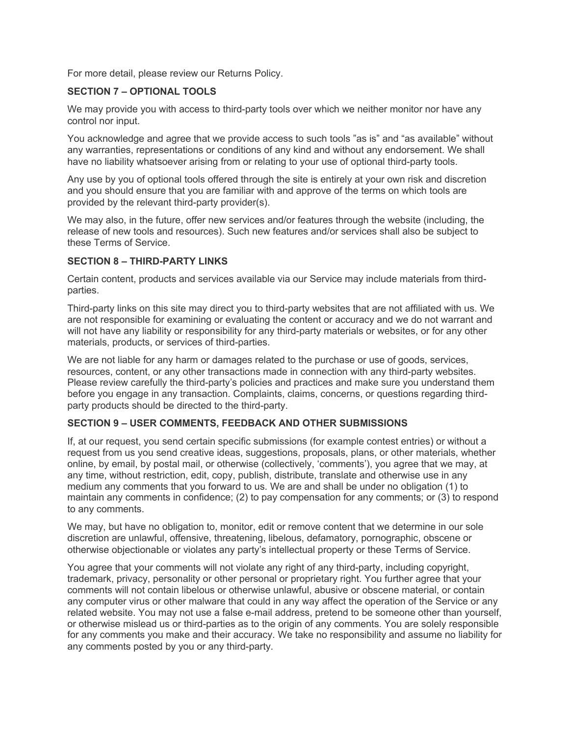For more detail, please review our Returns Policy.

**SECTION 7 – OPTIONAL TOOLS**

We may provide you with access to third-party tools over which we neither monitor nor have any control nor input.

You acknowledge and agree that we provide access to such tools "as is" and "as available" without any warranties, representations or conditions of any kind and without any endorsement. We shall have no liability whatsoever arising from or relating to your use of optional third-party tools.

Any use by you of optional tools offered through the site is entirely at your own risk and discretion and you should ensure that you are familiar with and approve of the terms on which tools are provided by the relevant third-party provider(s).

We may also, in the future, offer new services and/or features through the website (including, the release of new tools and resources). Such new features and/or services shall also be subject to these Terms of Service.

**SECTION 8 – THIRD-PARTY LINKS**

Certain content, products and services available via our Service may include materials from third-parties.

Third-party links on this site may direct you to third-party websites that are not affiliated with us. We are not responsible for examining or evaluating the content or accuracy and we do not warrant and will not have any liability or responsibility for any third-party materials or websites, or for any other materials, products, or services of third-parties.

We are not liable for any harm or damages related to the purchase or use of goods, services, resources, content, or any other transactions made in connection with any third-party websites. Please review carefully the third-party's policies and practices and make sure you understand them before you engage in any transaction. Complaints, claims, concerns, or questions regarding third-party products should be directed to the third-party.

**SECTION 9 – USER COMMENTS, FEEDBACK AND OTHER SUBMISSIONS**

If, at our request, you send certain specific submissions (for example contest entries) or without a request from us you send creative ideas, suggestions, proposals, plans, or other materials, whether online, by email, by postal mail, or otherwise (collectively, 'comments'), you agree that we may, at any time, without restriction, edit, copy, publish, distribute, translate and otherwise use in any medium any comments that you forward to us. We are and shall be under no obligation (1) to maintain any comments in confidence; (2) to pay compensation for any comments; or (3) to respond to any comments.

We may, but have no obligation to, monitor, edit or remove content that we determine in our sole discretion are unlawful, offensive, threatening, libelous, defamatory, pornographic, obscene or otherwise objectionable or violates any party's intellectual property or these Terms of Service.

You agree that your comments will not violate any right of any third-party, including copyright, trademark, privacy, personality or other personal or proprietary right. You further agree that your comments will not contain libelous or otherwise unlawful, abusive or obscene material, or contain any computer virus or other malware that could in any way affect the operation of the Service or any related website. You may not use a false e-mail address, pretend to be someone other than yourself, or otherwise mislead us or third-parties as to the origin of any comments. You are solely responsible for any comments you make and their accuracy. We take no responsibility and assume no liability for any comments posted by you or any third-party.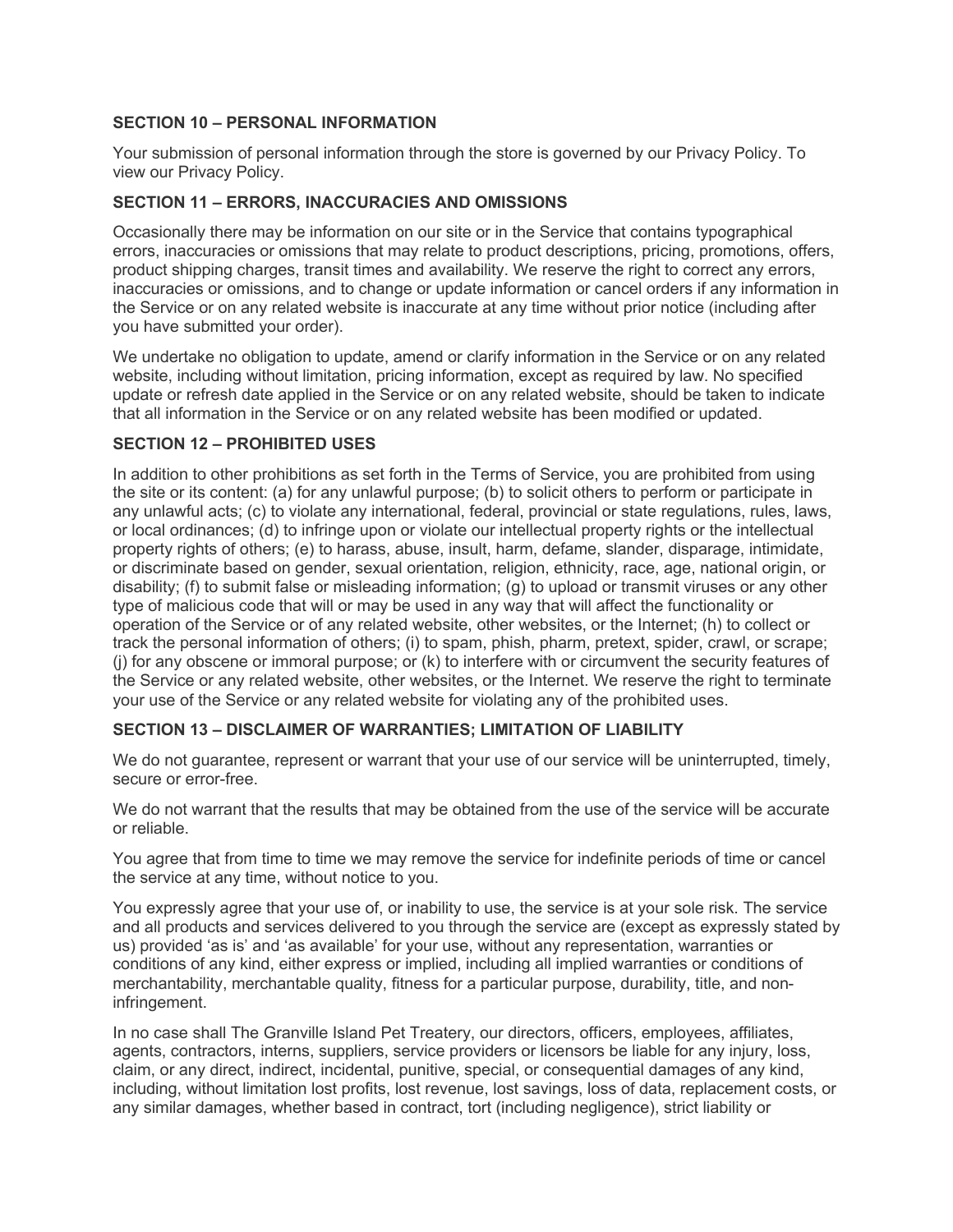**SECTION 10 – PERSONAL INFORMATION**

Your submission of personal information through the store is governed by our Privacy Policy. To view our Privacy Policy.

**SECTION 11 – ERRORS, INACCURACIES AND OMISSIONS**

Occasionally there may be information on our site or in the Service that contains typographical errors, inaccuracies or omissions that may relate to product descriptions, pricing, promotions, offers, product shipping charges, transit times and availability. We reserve the right to correct any errors, inaccuracies or omissions, and to change or update information or cancel orders if any information in the Service or on any related website is inaccurate at any time without prior notice (including after you have submitted your order).

We undertake no obligation to update, amend or clarify information in the Service or on any related website, including without limitation, pricing information, except as required by law. No specified update or refresh date applied in the Service or on any related website, should be taken to indicate that all information in the Service or on any related website has been modified or updated.

**SECTION 12 – PROHIBITED USES**

In addition to other prohibitions as set forth in the Terms of Service, you are prohibited from using the site or its content: (a) for any unlawful purpose; (b) to solicit others to perform or participate in any unlawful acts; (c) to violate any international, federal, provincial or state regulations, rules, laws, or local ordinances; (d) to infringe upon or violate our intellectual property rights or the intellectual property rights of others; (e) to harass, abuse, insult, harm, defame, slander, disparage, intimidate, or discriminate based on gender, sexual orientation, religion, ethnicity, race, age, national origin, or disability; (f) to submit false or misleading information; (g) to upload or transmit viruses or any other type of malicious code that will or may be used in any way that will affect the functionality or operation of the Service or of any related website, other websites, or the Internet; (h) to collect or track the personal information of others; (i) to spam, phish, pharm, pretext, spider, crawl, or scrape; (j) for any obscene or immoral purpose; or (k) to interfere with or circumvent the security features of the Service or any related website, other websites, or the Internet. We reserve the right to terminate your use of the Service or any related website for violating any of the prohibited uses.

**SECTION 13 – DISCLAIMER OF WARRANTIES; LIMITATION OF LIABILITY**

We do not guarantee, represent or warrant that your use of our service will be uninterrupted, timely, secure or error-free.

We do not warrant that the results that may be obtained from the use of the service will be accurate or reliable.

You agree that from time to time we may remove the service for indefinite periods of time or cancel the service at any time, without notice to you.

You expressly agree that your use of, or inability to use, the service is at your sole risk. The service and all products and services delivered to you through the service are (except as expressly stated by us) provided 'as is' and 'as available' for your use, without any representation, warranties or conditions of any kind, either express or implied, including all implied warranties or conditions of merchantability, merchantable quality, fitness for a particular purpose, durability, title, and non-infringement.

In no case shall The Granville Island Pet Treatery, our directors, officers, employees, affiliates, agents, contractors, interns, suppliers, service providers or licensors be liable for any injury, loss, claim, or any direct, indirect, incidental, punitive, special, or consequential damages of any kind, including, without limitation lost profits, lost revenue, lost savings, loss of data, replacement costs, or any similar damages, whether based in contract, tort (including negligence), strict liability or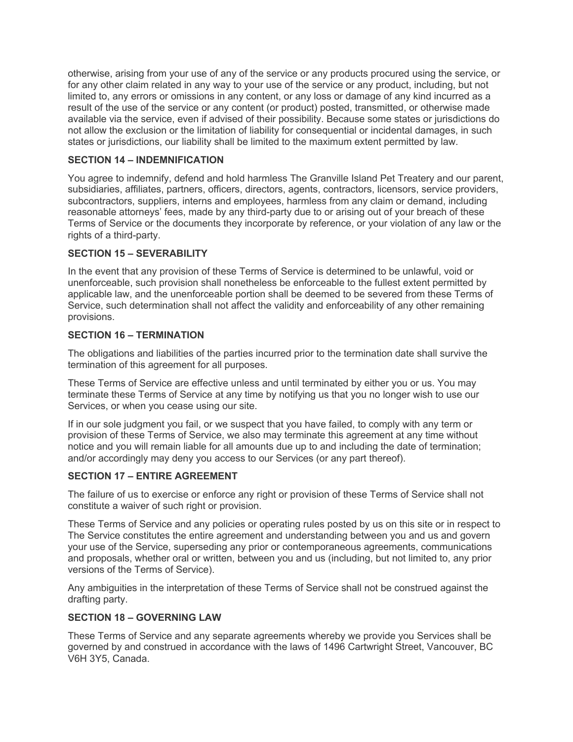otherwise, arising from your use of any of the service or any products procured using the service, or for any other claim related in any way to your use of the service or any product, including, but not limited to, any errors or omissions in any content, or any loss or damage of any kind incurred as a result of the use of the service or any content (or product) posted, transmitted, or otherwise made available via the service, even if advised of their possibility. Because some states or jurisdictions do not allow the exclusion or the limitation of liability for consequential or incidental damages, in such states or jurisdictions, our liability shall be limited to the maximum extent permitted by law.

**SECTION 14 – INDEMNIFICATION**

You agree to indemnify, defend and hold harmless The Granville Island Pet Treatery and our parent, subsidiaries, affiliates, partners, officers, directors, agents, contractors, licensors, service providers, subcontractors, suppliers, interns and employees, harmless from any claim or demand, including reasonable attorneys' fees, made by any third-party due to or arising out of your breach of these Terms of Service or the documents they incorporate by reference, or your violation of any law or the rights of a third-party.

**SECTION 15 – SEVERABILITY**

In the event that any provision of these Terms of Service is determined to be unlawful, void or unenforceable, such provision shall nonetheless be enforceable to the fullest extent permitted by applicable law, and the unenforceable portion shall be deemed to be severed from these Terms of Service, such determination shall not affect the validity and enforceability of any other remaining provisions.

**SECTION 16 – TERMINATION**

The obligations and liabilities of the parties incurred prior to the termination date shall survive the termination of this agreement for all purposes.

These Terms of Service are effective unless and until terminated by either you or us. You may terminate these Terms of Service at any time by notifying us that you no longer wish to use our Services, or when you cease using our site.

If in our sole judgment you fail, or we suspect that you have failed, to comply with any term or provision of these Terms of Service, we also may terminate this agreement at any time without notice and you will remain liable for all amounts due up to and including the date of termination; and/or accordingly may deny you access to our Services (or any part thereof).

**SECTION 17 – ENTIRE AGREEMENT**

The failure of us to exercise or enforce any right or provision of these Terms of Service shall not constitute a waiver of such right or provision.

These Terms of Service and any policies or operating rules posted by us on this site or in respect to The Service constitutes the entire agreement and understanding between you and us and govern your use of the Service, superseding any prior or contemporaneous agreements, communications and proposals, whether oral or written, between you and us (including, but not limited to, any prior versions of the Terms of Service).

Any ambiguities in the interpretation of these Terms of Service shall not be construed against the drafting party.

**SECTION 18 – GOVERNING LAW**

These Terms of Service and any separate agreements whereby we provide you Services shall be governed by and construed in accordance with the laws of 1496 Cartwright Street, Vancouver, BC V6H 3Y5, Canada.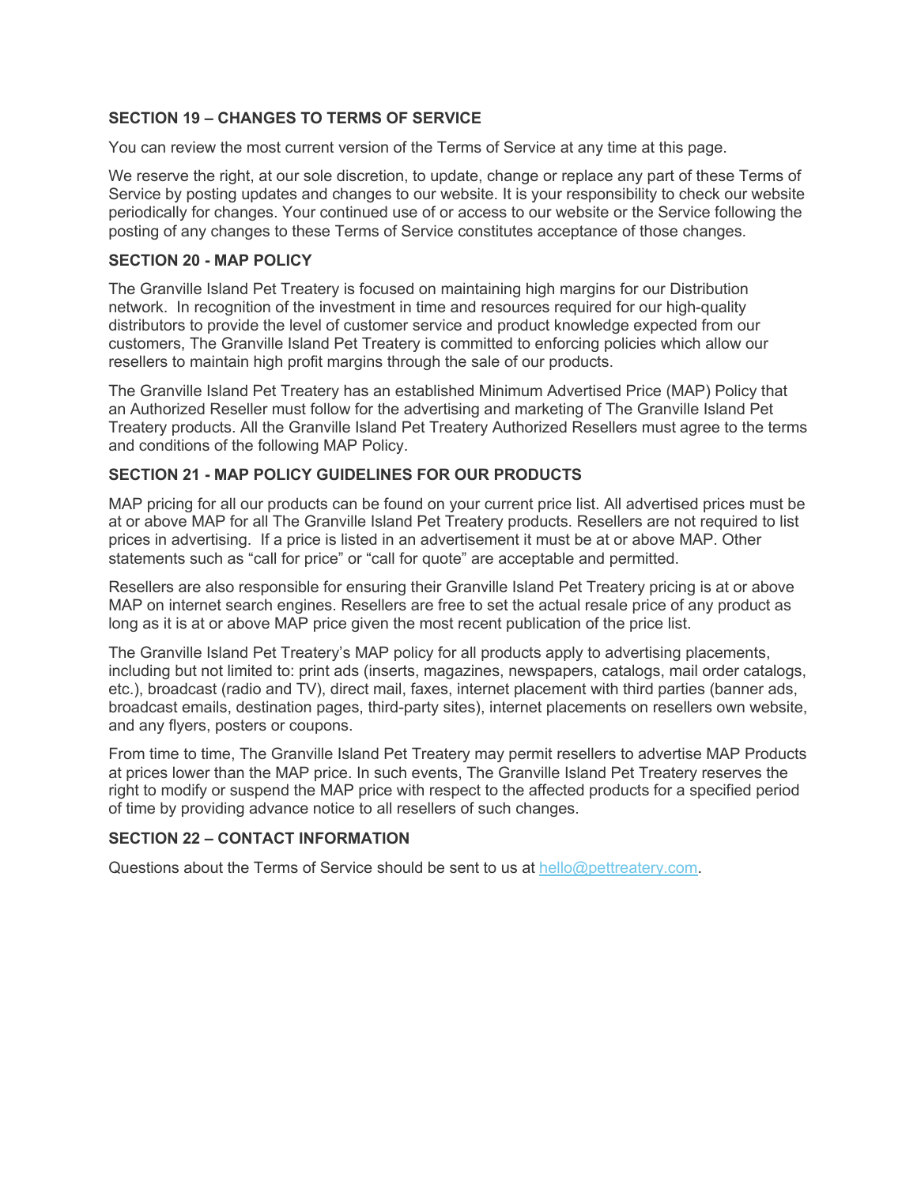**SECTION 19 – CHANGES TO TERMS OF SERVICE**

You can review the most current version of the Terms of Service at any time at this page.

We reserve the right, at our sole discretion, to update, change or replace any part of these Terms of Service by posting updates and changes to our website. It is your responsibility to check our website periodically for changes. Your continued use of or access to our website or the Service following the posting of any changes to these Terms of Service constitutes acceptance of those changes.

**SECTION 20 - MAP POLICY**

The Granville Island Pet Treatery is focused on maintaining high margins for our Distribution network. In recognition of the investment in time and resources required for our high-quality distributors to provide the level of customer service and product knowledge expected from our customers, The Granville Island Pet Treatery is committed to enforcing policies which allow our resellers to maintain high profit margins through the sale of our products.

The Granville Island Pet Treatery has an established Minimum Advertised Price (MAP) Policy that an Authorized Reseller must follow for the advertising and marketing of The Granville Island Pet Treatery products. All the Granville Island Pet Treatery Authorized Resellers must agree to the terms and conditions of the following MAP Policy.

**SECTION 21 - MAP POLICY GUIDELINES FOR OUR PRODUCTS**

MAP pricing for all our products can be found on your current price list. All advertised prices must be at or above MAP for all The Granville Island Pet Treatery products. Resellers are not required to list prices in advertising. If a price is listed in an advertisement it must be at or above MAP. Other statements such as "call for price" or "call for quote" are acceptable and permitted.

Resellers are also responsible for ensuring their Granville Island Pet Treatery pricing is at or above MAP on internet search engines. Resellers are free to set the actual resale price of any product as long as it is at or above MAP price given the most recent publication of the price list.

The Granville Island Pet Treatery's MAP policy for all products apply to advertising placements, including but not limited to: print ads (inserts, magazines, newspapers, catalogs, mail order catalogs, etc.), broadcast (radio and TV), direct mail, faxes, internet placement with third parties (banner ads, broadcast emails, destination pages, third-party sites), internet placements on resellers own website, and any flyers, posters or coupons.

From time to time, The Granville Island Pet Treatery may permit resellers to advertise MAP Products at prices lower than the MAP price. In such events, The Granville Island Pet Treatery reserves the right to modify or suspend the MAP price with respect to the affected products for a specified period of time by providing advance notice to all resellers of such changes.

**SECTION 22 – CONTACT INFORMATION**

Questions about the Terms of Service should be sent to us at hello@pettreatery.com.